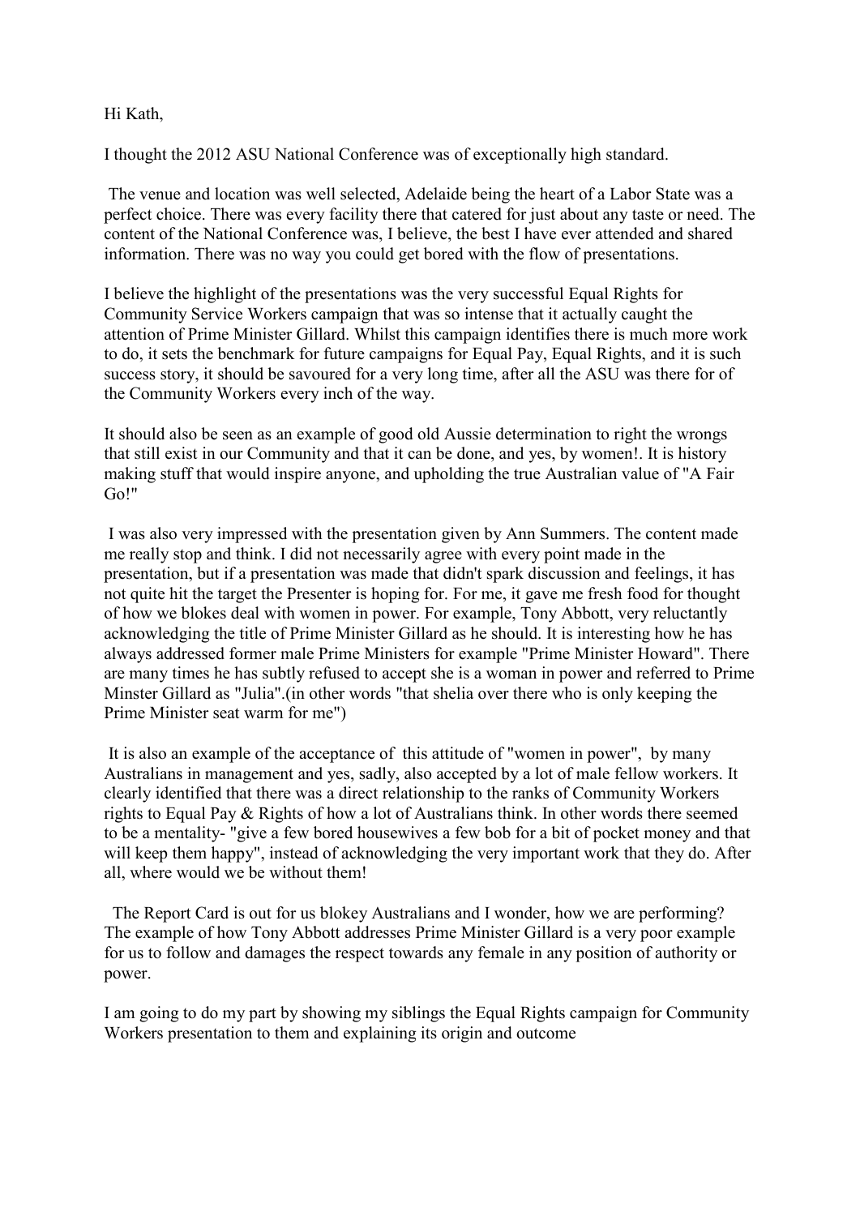Hi Kath,

I thought the 2012 ASU National Conference was of exceptionally high standard.

The venue and location was well selected, Adelaide being the heart of a Labor State was a perfect choice. There was every facility there that catered for just about any taste or need. The content of the National Conference was, I believe, the best I have ever attended and shared information. There was no way you could get bored with the flow of presentations.

I believe the highlight of the presentations was the very successful Equal Rights for Community Service Workers campaign that was so intense that it actually caught the attention of Prime Minister Gillard. Whilst this campaign identifies there is much more work to do, it sets the benchmark for future campaigns for Equal Pay, Equal Rights, and it is such success story, it should be savoured for a very long time, after all the ASU was there for of the Community Workers every inch of the way.

It should also be seen as an example of good old Aussie determination to right the wrongs that still exist in our Community and that it can be done, and yes, by women!. It is history making stuff that would inspire anyone, and upholding the true Australian value of "A Fair Go!"

I was also very impressed with the presentation given by Ann Summers. The content made me really stop and think. I did not necessarily agree with every point made in the presentation, but if a presentation was made that didn't spark discussion and feelings, it has not quite hit the target the Presenter is hoping for. For me, it gave me fresh food for thought of how we blokes deal with women in power. For example, Tony Abbott, very reluctantly acknowledging the title of Prime Minister Gillard as he should. It is interesting how he has always addressed former male Prime Ministers for example "Prime Minister Howard". There are many times he has subtly refused to accept she is a woman in power and referred to Prime Minster Gillard as "Julia".(in other words "that shelia over there who is only keeping the Prime Minister seat warm for me")

It is also an example of the acceptance of this attitude of "women in power", by many Australians in management and yes, sadly, also accepted by a lot of male fellow workers. It clearly identified that there was a direct relationship to the ranks of Community Workers rights to Equal Pay & Rights of how a lot of Australians think. In other words there seemed to be a mentality- "give a few bored housewives a few bob for a bit of pocket money and that will keep them happy", instead of acknowledging the very important work that they do. After all, where would we be without them!

The Report Card is out for us blokey Australians and I wonder, how we are performing? The example of how Tony Abbott addresses Prime Minister Gillard is a very poor example for us to follow and damages the respect towards any female in any position of authority or power.

I am going to do my part by showing my siblings the Equal Rights campaign for Community Workers presentation to them and explaining its origin and outcome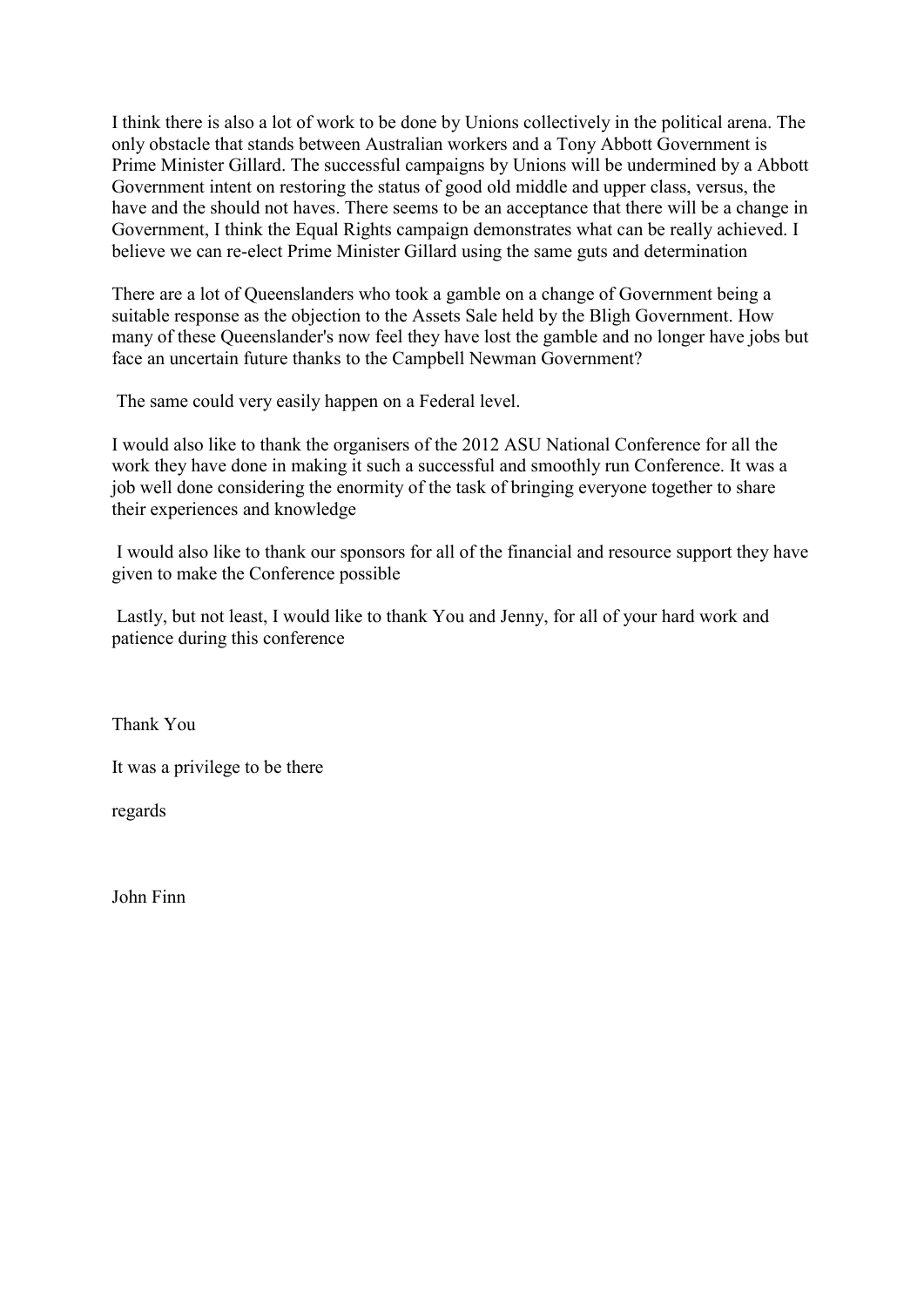I think there is also a lot of work to be done by Unions collectively in the political arena. The only obstacle that stands between Australian workers and a Tony Abbott Government is Prime Minister Gillard. The successful campaigns by Unions will be undermined by a Abbott Government intent on restoring the status of good old middle and upper class, versus, the have and the should not haves. There seems to be an acceptance that there will be a change in Government, I think the Equal Rights campaign demonstrates what can be really achieved. I believe we can re-elect Prime Minister Gillard using the same guts and determination

There are a lot of Queenslanders who took a gamble on a change of Government being a suitable response as the objection to the Assets Sale held by the Bligh Government. How many of these Queenslander's now feel they have lost the gamble and no longer have jobs but face an uncertain future thanks to the Campbell Newman Government?

The same could very easily happen on a Federal level.

I would also like to thank the organisers of the 2012 ASU National Conference for all the work they have done in making it such a successful and smoothly run Conference. It was a job well done considering the enormity of the task of bringing everyone together to share their experiences and knowledge

I would also like to thank our sponsors for all of the financial and resource support they have given to make the Conference possible

Lastly, but not least, I would like to thank You and Jenny, for all of your hard work and patience during this conference

Thank You

It was a privilege to be there

regards

John Finn